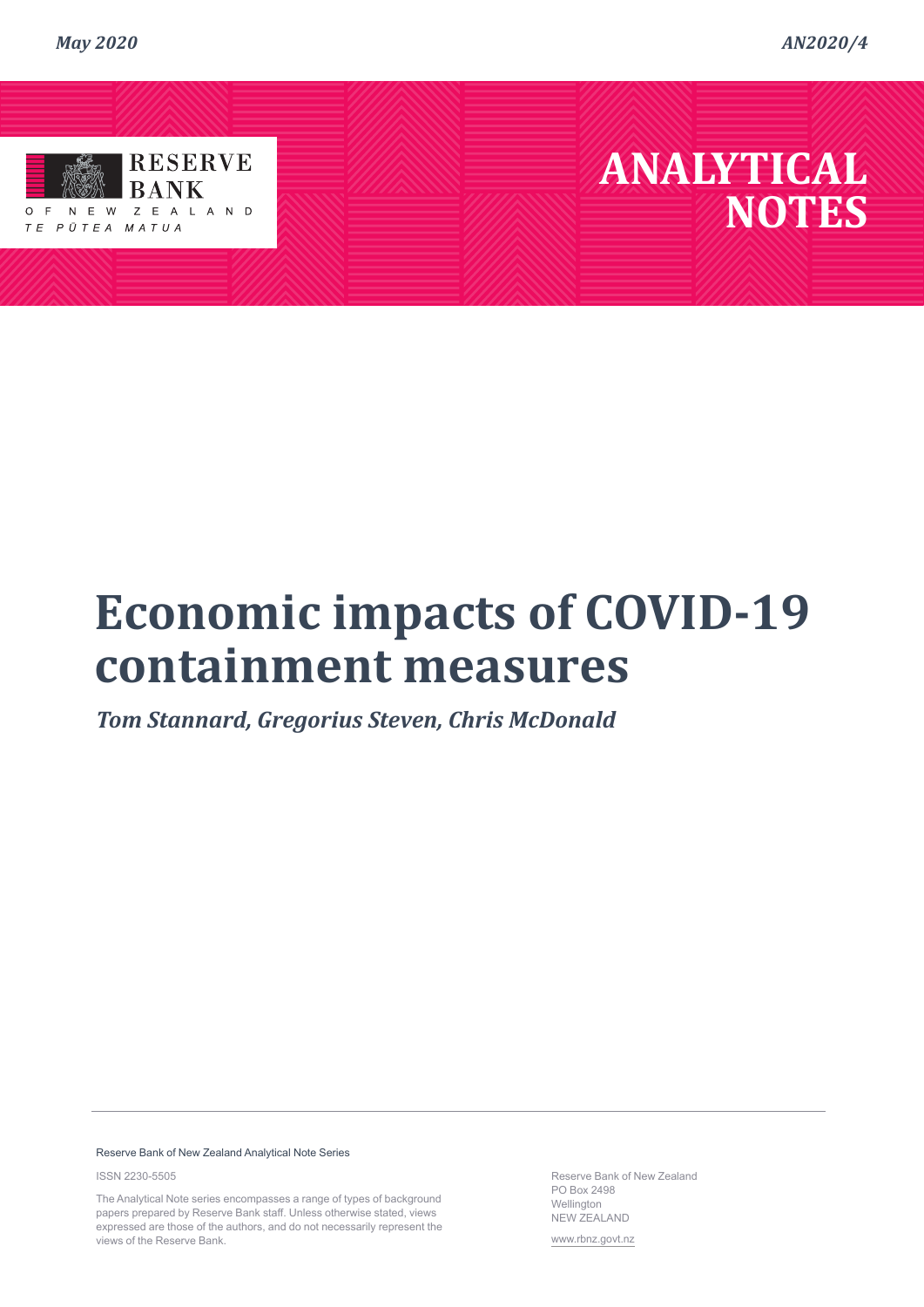*May 2020* *AN2020/4*

RESERVE BANK OF NEW ZEALAND
TE PŪTEA MATUA

# ANALYTICAL NOTES

# Economic impacts of COVID-19 containment measures

*Tom Stannard, Gregorius Steven, Chris McDonald*

---

Reserve Bank of New Zealand Analytical Note Series

ISSN 2230-5505

The Analytical Note series encompasses a range of types of background papers prepared by Reserve Bank staff. Unless otherwise stated, views expressed are those of the authors, and do not necessarily represent the views of the Reserve Bank.

Reserve Bank of New Zealand
PO Box 2498
Wellington
NEW ZEALAND

www.rbnz.govt.nz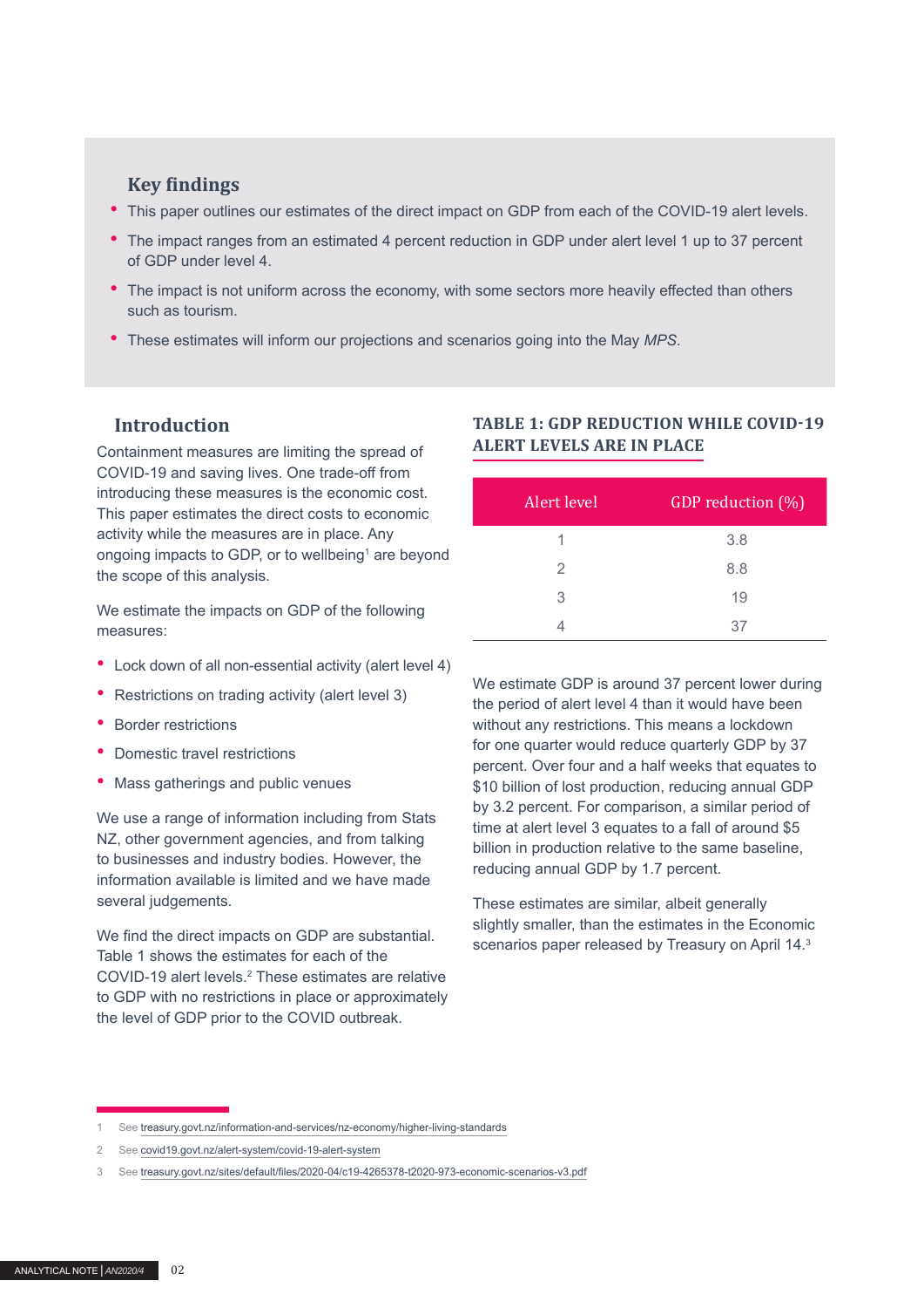## Key findings

- This paper outlines our estimates of the direct impact on GDP from each of the COVID-19 alert levels.
- The impact ranges from an estimated 4 percent reduction in GDP under alert level 1 up to 37 percent of GDP under level 4.
- The impact is not uniform across the economy, with some sectors more heavily effected than others such as tourism.
- These estimates will inform our projections and scenarios going into the May *MPS*.

## Introduction

Containment measures are limiting the spread of COVID-19 and saving lives. One trade-off from introducing these measures is the economic cost. This paper estimates the direct costs to economic activity while the measures are in place. Any ongoing impacts to GDP, or to wellbeing[1] are beyond the scope of this analysis.

We estimate the impacts on GDP of the following measures:

- Lock down of all non-essential activity (alert level 4)
- Restrictions on trading activity (alert level 3)
- Border restrictions
- Domestic travel restrictions
- Mass gatherings and public venues

We use a range of information including from Stats NZ, other government agencies, and from talking to businesses and industry bodies. However, the information available is limited and we have made several judgements.

We find the direct impacts on GDP are substantial. Table 1 shows the estimates for each of the COVID-19 alert levels.[2] These estimates are relative to GDP with no restrictions in place or approximately the level of GDP prior to the COVID outbreak.

**TABLE 1: GDP REDUCTION WHILE COVID-19 ALERT LEVELS ARE IN PLACE**

| Alert level | GDP reduction (%) |
|---|---|
| 1 | 3.8 |
| 2 | 8.8 |
| 3 | 19 |
| 4 | 37 |

We estimate GDP is around 37 percent lower during the period of alert level 4 than it would have been without any restrictions. This means a lockdown for one quarter would reduce quarterly GDP by 37 percent. Over four and a half weeks that equates to $10 billion of lost production, reducing annual GDP by 3.2 percent. For comparison, a similar period of time at alert level 3 equates to a fall of around $5 billion in production relative to the same baseline, reducing annual GDP by 1.7 percent.

These estimates are similar, albeit generally slightly smaller, than the estimates in the Economic scenarios paper released by Treasury on April 14.[3]

1 See treasury.govt.nz/information-and-services/nz-economy/higher-living-standards

2 See covid19.govt.nz/alert-system/covid-19-alert-system

3 See treasury.govt.nz/sites/default/files/2020-04/c19-4265378-t2020-973-economic-scenarios-v3.pdf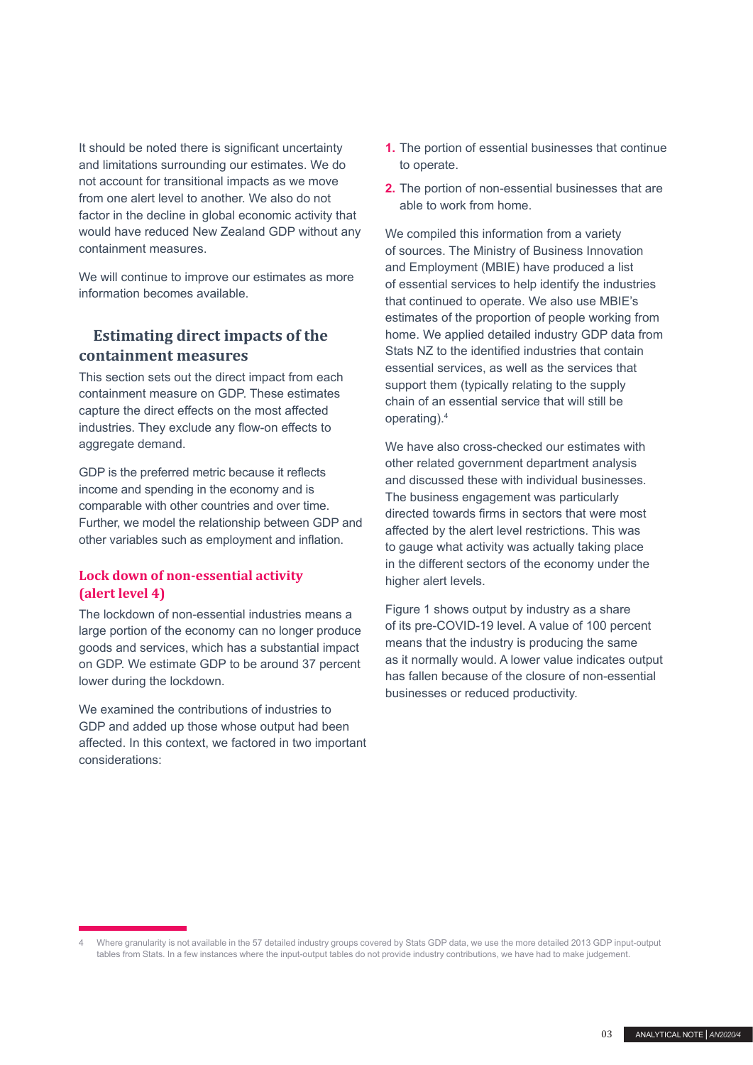It should be noted there is significant uncertainty and limitations surrounding our estimates. We do not account for transitional impacts as we move from one alert level to another. We also do not factor in the decline in global economic activity that would have reduced New Zealand GDP without any containment measures.

We will continue to improve our estimates as more information becomes available.

## Estimating direct impacts of the containment measures

This section sets out the direct impact from each containment measure on GDP. These estimates capture the direct effects on the most affected industries. They exclude any flow-on effects to aggregate demand.

GDP is the preferred metric because it reflects income and spending in the economy and is comparable with other countries and over time. Further, we model the relationship between GDP and other variables such as employment and inflation.

### Lock down of non-essential activity (alert level 4)

The lockdown of non-essential industries means a large portion of the economy can no longer produce goods and services, which has a substantial impact on GDP. We estimate GDP to be around 37 percent lower during the lockdown.

We examined the contributions of industries to GDP and added up those whose output had been affected. In this context, we factored in two important considerations:

1. The portion of essential businesses that continue to operate.
2. The portion of non-essential businesses that are able to work from home.

We compiled this information from a variety of sources. The Ministry of Business Innovation and Employment (MBIE) have produced a list of essential services to help identify the industries that continued to operate. We also use MBIE's estimates of the proportion of people working from home. We applied detailed industry GDP data from Stats NZ to the identified industries that contain essential services, as well as the services that support them (typically relating to the supply chain of an essential service that will still be operating).[4]

We have also cross-checked our estimates with other related government department analysis and discussed these with individual businesses. The business engagement was particularly directed towards firms in sectors that were most affected by the alert level restrictions. This was to gauge what activity was actually taking place in the different sectors of the economy under the higher alert levels.

Figure 1 shows output by industry as a share of its pre-COVID-19 level. A value of 100 percent means that the industry is producing the same as it normally would. A lower value indicates output has fallen because of the closure of non-essential businesses or reduced productivity.

4 Where granularity is not available in the 57 detailed industry groups covered by Stats GDP data, we use the more detailed 2013 GDP input-output tables from Stats. In a few instances where the input-output tables do not provide industry contributions, we have had to make judgement.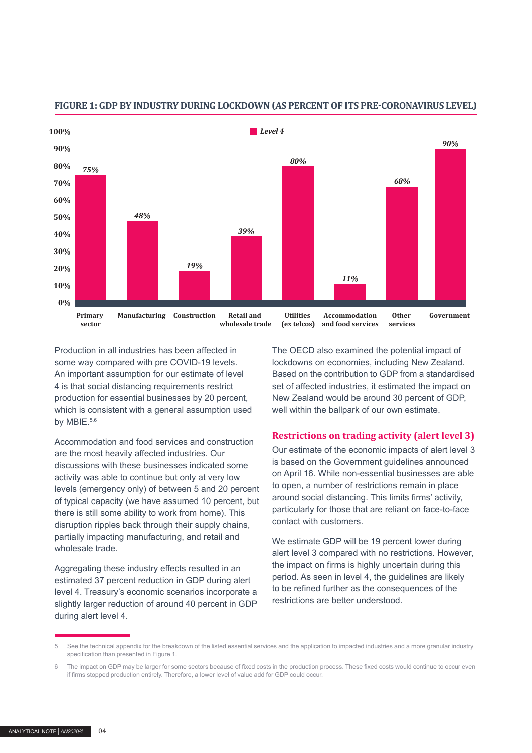**FIGURE 1: GDP BY INDUSTRY DURING LOCKDOWN (AS PERCENT OF ITS PRE-CORONAVIRUS LEVEL)**

| Industry | Level 4 |
|---|---|
| Primary sector | 75% |
| Manufacturing | 48% |
| Construction | 19% |
| Retail and wholesale trade | 39% |
| Utilities (ex telcos) | 80% |
| Accommodation and food services | 11% |
| Other services | 68% |
| Government | 90% |

Production in all industries has been affected in some way compared with pre COVID-19 levels. An important assumption for our estimate of level 4 is that social distancing requirements restrict production for essential businesses by 20 percent, which is consistent with a general assumption used by MBIE.[5,6]

Accommodation and food services and construction are the most heavily affected industries. Our discussions with these businesses indicated some activity was able to continue but only at very low levels (emergency only) of between 5 and 20 percent of typical capacity (we have assumed 10 percent, but there is still some ability to work from home). This disruption ripples back through their supply chains, partially impacting manufacturing, and retail and wholesale trade.

Aggregating these industry effects resulted in an estimated 37 percent reduction in GDP during alert level 4. Treasury's economic scenarios incorporate a slightly larger reduction of around 40 percent in GDP during alert level 4.

The OECD also examined the potential impact of lockdowns on economies, including New Zealand. Based on the contribution to GDP from a standardised set of affected industries, it estimated the impact on New Zealand would be around 30 percent of GDP, well within the ballpark of our own estimate.

## Restrictions on trading activity (alert level 3)

Our estimate of the economic impacts of alert level 3 is based on the Government guidelines announced on April 16. While non-essential businesses are able to open, a number of restrictions remain in place around social distancing. This limits firms' activity, particularly for those that are reliant on face-to-face contact with customers.

We estimate GDP will be 19 percent lower during alert level 3 compared with no restrictions. However, the impact on firms is highly uncertain during this period. As seen in level 4, the guidelines are likely to be refined further as the consequences of the restrictions are better understood.

---

5 See the technical appendix for the breakdown of the listed essential services and the application to impacted industries and a more granular industry specification than presented in Figure 1.

6 The impact on GDP may be larger for some sectors because of fixed costs in the production process. These fixed costs would continue to occur even if firms stopped production entirely. Therefore, a lower level of value add for GDP could occur.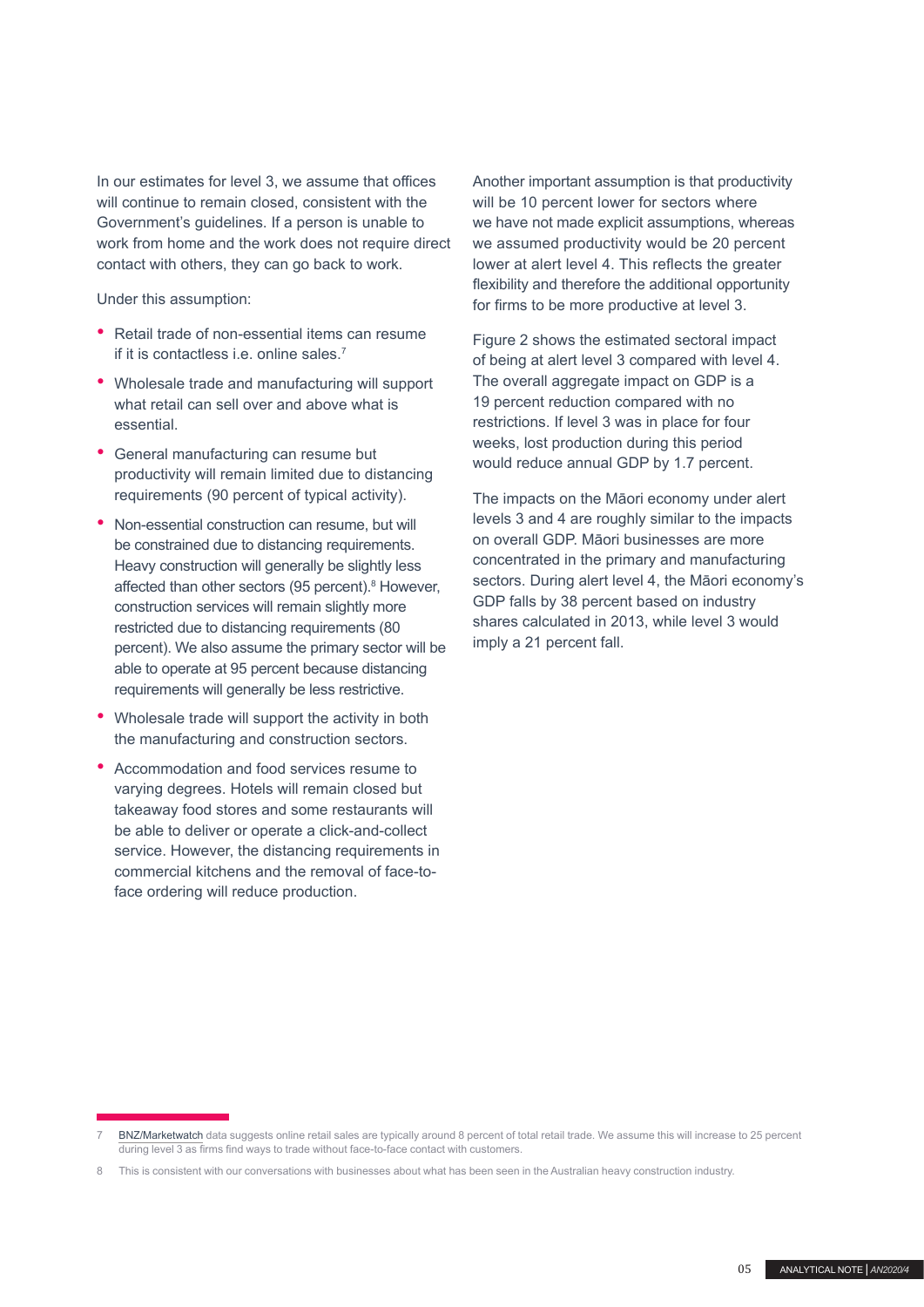In our estimates for level 3, we assume that offices will continue to remain closed, consistent with the Government's guidelines. If a person is unable to work from home and the work does not require direct contact with others, they can go back to work.

Under this assumption:

- Retail trade of non-essential items can resume if it is contactless i.e. online sales.[7]
- Wholesale trade and manufacturing will support what retail can sell over and above what is essential.
- General manufacturing can resume but productivity will remain limited due to distancing requirements (90 percent of typical activity).
- Non-essential construction can resume, but will be constrained due to distancing requirements. Heavy construction will generally be slightly less affected than other sectors (95 percent).[8] However, construction services will remain slightly more restricted due to distancing requirements (80 percent). We also assume the primary sector will be able to operate at 95 percent because distancing requirements will generally be less restrictive.
- Wholesale trade will support the activity in both the manufacturing and construction sectors.
- Accommodation and food services resume to varying degrees. Hotels will remain closed but takeaway food stores and some restaurants will be able to deliver or operate a click-and-collect service. However, the distancing requirements in commercial kitchens and the removal of face-to-face ordering will reduce production.

Another important assumption is that productivity will be 10 percent lower for sectors where we have not made explicit assumptions, whereas we assumed productivity would be 20 percent lower at alert level 4. This reflects the greater flexibility and therefore the additional opportunity for firms to be more productive at level 3.

Figure 2 shows the estimated sectoral impact of being at alert level 3 compared with level 4. The overall aggregate impact on GDP is a 19 percent reduction compared with no restrictions. If level 3 was in place for four weeks, lost production during this period would reduce annual GDP by 1.7 percent.

The impacts on the Māori economy under alert levels 3 and 4 are roughly similar to the impacts on overall GDP. Māori businesses are more concentrated in the primary and manufacturing sectors. During alert level 4, the Māori economy's GDP falls by 38 percent based on industry shares calculated in 2013, while level 3 would imply a 21 percent fall.

---

7 BNZ/Marketwatch data suggests online retail sales are typically around 8 percent of total retail trade. We assume this will increase to 25 percent during level 3 as firms find ways to trade without face-to-face contact with customers.

8 This is consistent with our conversations with businesses about what has been seen in the Australian heavy construction industry.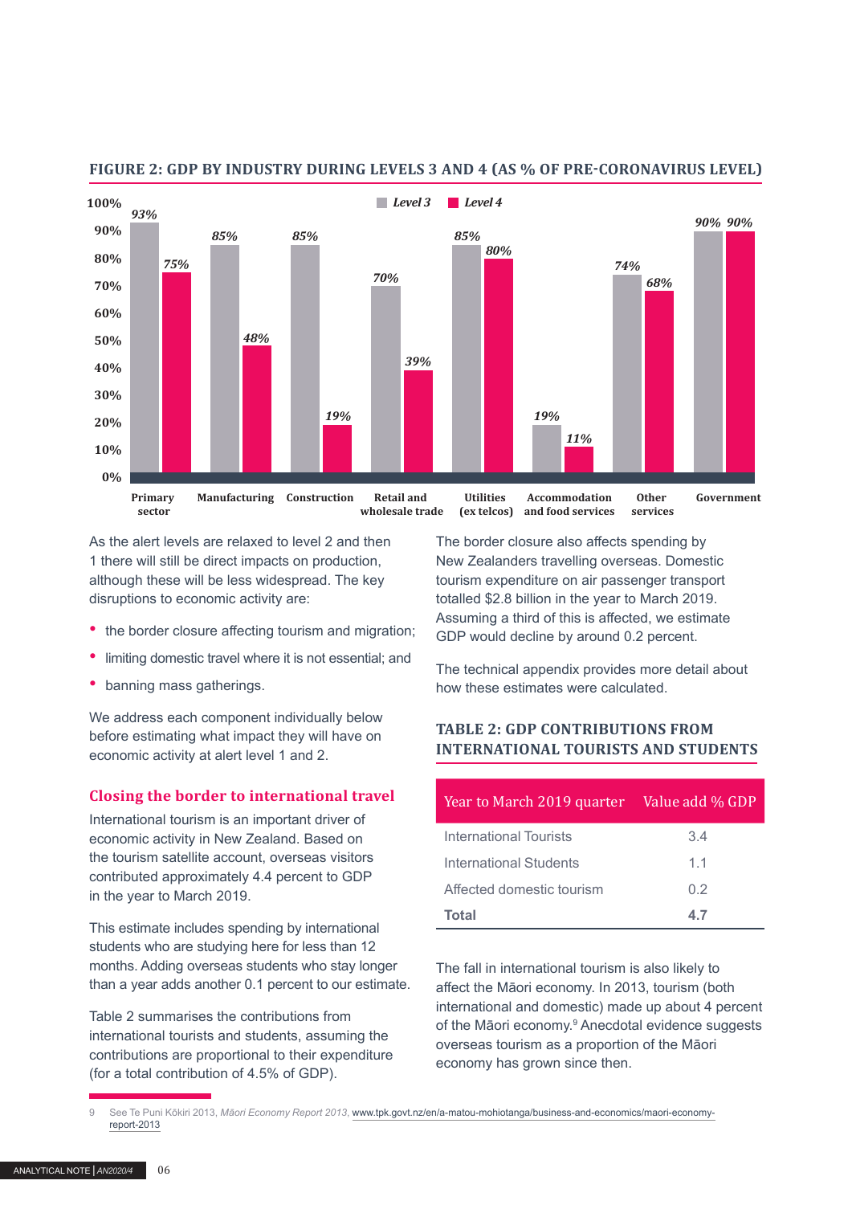**FIGURE 2: GDP BY INDUSTRY DURING LEVELS 3 AND 4 (AS % OF PRE-CORONAVIRUS LEVEL)**

| Industry | Level 3 | Level 4 |
|---|---|---|
| Primary sector | 93% | 75% |
| Manufacturing | 85% | 48% |
| Construction | 85% | 19% |
| Retail and wholesale trade | 70% | 39% |
| Utilities (ex telcos) | 85% | 80% |
| Accommodation and food services | 19% | 11% |
| Other services | 74% | 68% |
| Government | 90% | 90% |

As the alert levels are relaxed to level 2 and then 1 there will still be direct impacts on production, although these will be less widespread. The key disruptions to economic activity are:

- the border closure affecting tourism and migration;
- limiting domestic travel where it is not essential; and
- banning mass gatherings.

We address each component individually below before estimating what impact they will have on economic activity at alert level 1 and 2.

## Closing the border to international travel

International tourism is an important driver of economic activity in New Zealand. Based on the tourism satellite account, overseas visitors contributed approximately 4.4 percent to GDP in the year to March 2019.

This estimate includes spending by international students who are studying here for less than 12 months. Adding overseas students who stay longer than a year adds another 0.1 percent to our estimate.

Table 2 summarises the contributions from international tourists and students, assuming the contributions are proportional to their expenditure (for a total contribution of 4.5% of GDP).

The border closure also affects spending by New Zealanders travelling overseas. Domestic tourism expenditure on air passenger transport totalled $2.8 billion in the year to March 2019. Assuming a third of this is affected, we estimate GDP would decline by around 0.2 percent.

The technical appendix provides more detail about how these estimates were calculated.

**TABLE 2: GDP CONTRIBUTIONS FROM INTERNATIONAL TOURISTS AND STUDENTS**

| Year to March 2019 quarter | Value add % GDP |
|---|---|
| International Tourists | 3.4 |
| International Students | 1.1 |
| Affected domestic tourism | 0.2 |
| **Total** | **4.7** |

The fall in international tourism is also likely to affect the Māori economy. In 2013, tourism (both international and domestic) made up about 4 percent of the Māori economy.[9] Anecdotal evidence suggests overseas tourism as a proportion of the Māori economy has grown since then.

9 See Te Puni Kōkiri 2013, *Māori Economy Report 2013*, www.tpk.govt.nz/en/a-matou-mohiotanga/business-and-economics/maori-economy-report-2013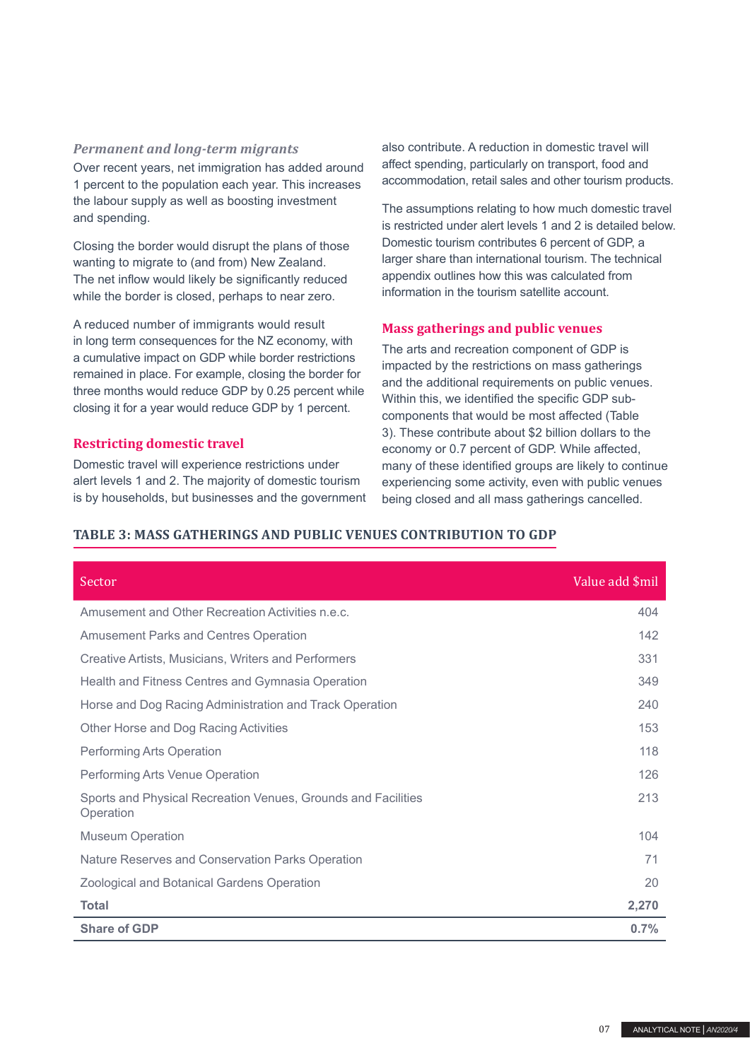### *Permanent and long-term migrants*

Over recent years, net immigration has added around 1 percent to the population each year. This increases the labour supply as well as boosting investment and spending.

Closing the border would disrupt the plans of those wanting to migrate to (and from) New Zealand. The net inflow would likely be significantly reduced while the border is closed, perhaps to near zero.

A reduced number of immigrants would result in long term consequences for the NZ economy, with a cumulative impact on GDP while border restrictions remained in place. For example, closing the border for three months would reduce GDP by 0.25 percent while closing it for a year would reduce GDP by 1 percent.

## Restricting domestic travel

Domestic travel will experience restrictions under alert levels 1 and 2. The majority of domestic tourism is by households, but businesses and the government also contribute. A reduction in domestic travel will affect spending, particularly on transport, food and accommodation, retail sales and other tourism products.

The assumptions relating to how much domestic travel is restricted under alert levels 1 and 2 is detailed below. Domestic tourism contributes 6 percent of GDP, a larger share than international tourism. The technical appendix outlines how this was calculated from information in the tourism satellite account.

## Mass gatherings and public venues

The arts and recreation component of GDP is impacted by the restrictions on mass gatherings and the additional requirements on public venues. Within this, we identified the specific GDP sub-components that would be most affected (Table 3). These contribute about $2 billion dollars to the economy or 0.7 percent of GDP. While affected, many of these identified groups are likely to continue experiencing some activity, even with public venues being closed and all mass gatherings cancelled.

### TABLE 3: MASS GATHERINGS AND PUBLIC VENUES CONTRIBUTION TO GDP

| Sector | Value add $mil |
|---|---:|
| Amusement and Other Recreation Activities n.e.c. | 404 |
| Amusement Parks and Centres Operation | 142 |
| Creative Artists, Musicians, Writers and Performers | 331 |
| Health and Fitness Centres and Gymnasia Operation | 349 |
| Horse and Dog Racing Administration and Track Operation | 240 |
| Other Horse and Dog Racing Activities | 153 |
| Performing Arts Operation | 118 |
| Performing Arts Venue Operation | 126 |
| Sports and Physical Recreation Venues, Grounds and Facilities Operation | 213 |
| Museum Operation | 104 |
| Nature Reserves and Conservation Parks Operation | 71 |
| Zoological and Botanical Gardens Operation | 20 |
| **Total** | **2,270** |
| **Share of GDP** | **0.7%** |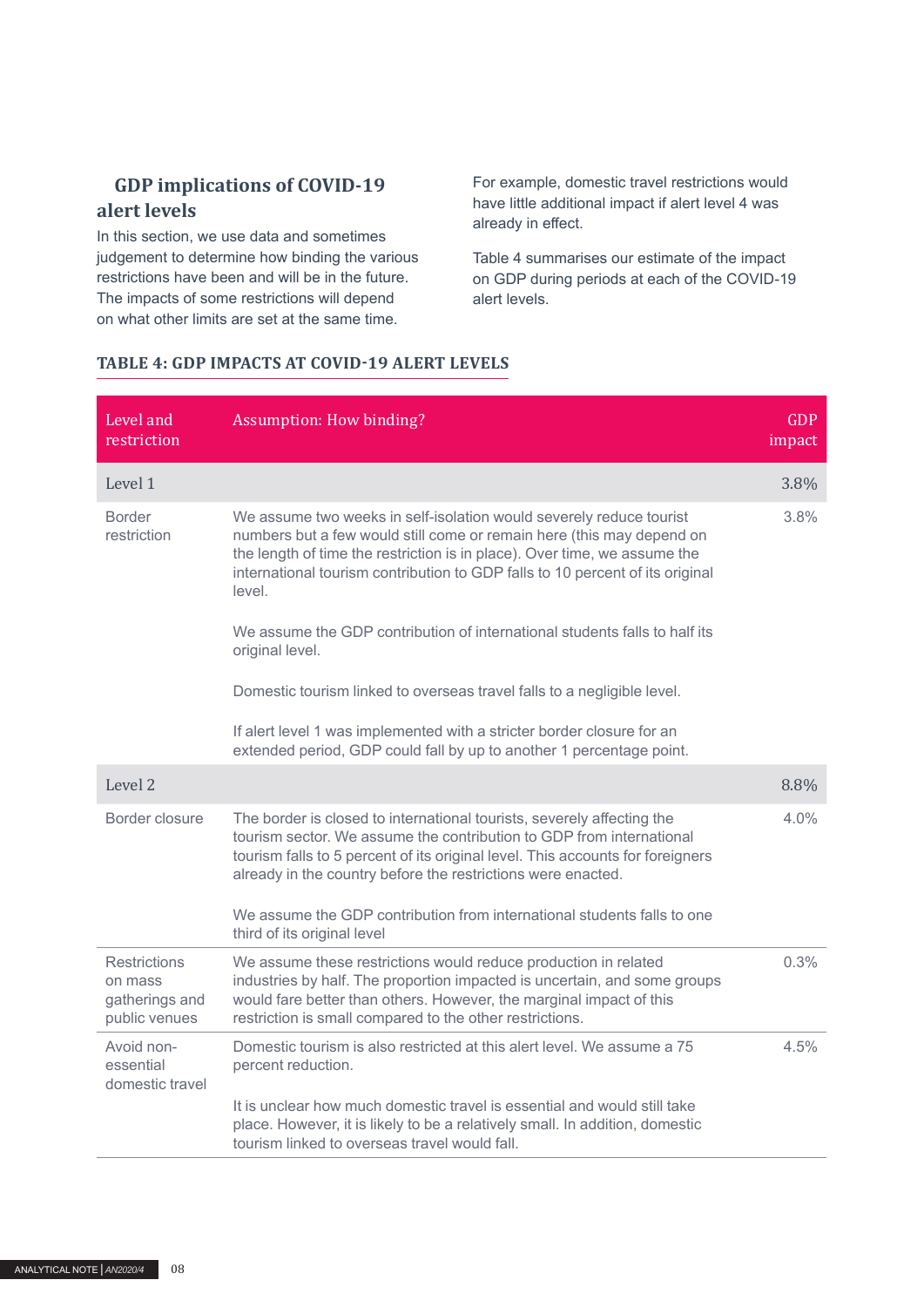## GDP implications of COVID-19 alert levels

In this section, we use data and sometimes judgement to determine how binding the various restrictions have been and will be in the future. The impacts of some restrictions will depend on what other limits are set at the same time.

For example, domestic travel restrictions would have little additional impact if alert level 4 was already in effect.

Table 4 summarises our estimate of the impact on GDP during periods at each of the COVID-19 alert levels.

### TABLE 4: GDP IMPACTS AT COVID-19 ALERT LEVELS

| Level and restriction | Assumption: How binding? | GDP impact |
|---|---|---|
| **Level 1** | | **3.8%** |
| Border restriction | We assume two weeks in self-isolation would severely reduce tourist numbers but a few would still come or remain here (this may depend on the length of time the restriction is in place). Over time, we assume the international tourism contribution to GDP falls to 10 percent of its original level.<br><br>We assume the GDP contribution of international students falls to half its original level.<br><br>Domestic tourism linked to overseas travel falls to a negligible level.<br><br>If alert level 1 was implemented with a stricter border closure for an extended period, GDP could fall by up to another 1 percentage point. | 3.8% |
| **Level 2** | | **8.8%** |
| Border closure | The border is closed to international tourists, severely affecting the tourism sector. We assume the contribution to GDP from international tourism falls to 5 percent of its original level. This accounts for foreigners already in the country before the restrictions were enacted.<br><br>We assume the GDP contribution from international students falls to one third of its original level | 4.0% |
| Restrictions on mass gatherings and public venues | We assume these restrictions would reduce production in related industries by half. The proportion impacted is uncertain, and some groups would fare better than others. However, the marginal impact of this restriction is small compared to the other restrictions. | 0.3% |
| Avoid non-essential domestic travel | Domestic tourism is also restricted at this alert level. We assume a 75 percent reduction.<br><br>It is unclear how much domestic travel is essential and would still take place. However, it is likely to be a relatively small. In addition, domestic tourism linked to overseas travel would fall. | 4.5% |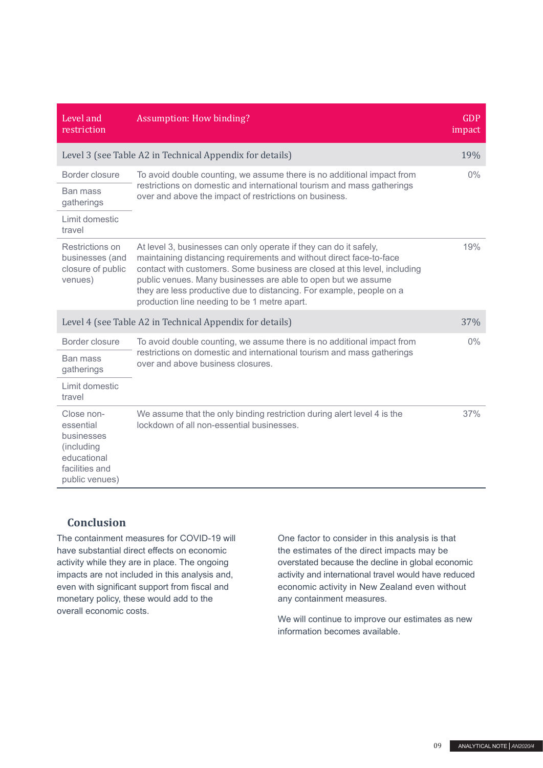| Level and restriction | Assumption: How binding? | GDP impact |
|---|---|---|
| Level 3 (see Table A2 in Technical Appendix for details) | | 19% |
| Border closure<br>Ban mass gatherings<br>Limit domestic travel | To avoid double counting, we assume there is no additional impact from restrictions on domestic and international tourism and mass gatherings over and above the impact of restrictions on business. | 0% |
| Restrictions on businesses (and closure of public venues) | At level 3, businesses can only operate if they can do it safely, maintaining distancing requirements and without direct face-to-face contact with customers. Some business are closed at this level, including public venues. Many businesses are able to open but we assume they are less productive due to distancing. For example, people on a production line needing to be 1 metre apart. | 19% |
| Level 4 (see Table A2 in Technical Appendix for details) | | 37% |
| Border closure<br>Ban mass gatherings<br>Limit domestic travel | To avoid double counting, we assume there is no additional impact from restrictions on domestic and international tourism and mass gatherings over and above business closures. | 0% |
| Close non-essential businesses (including educational facilities and public venues) | We assume that the only binding restriction during alert level 4 is the lockdown of all non-essential businesses. | 37% |

## Conclusion

The containment measures for COVID-19 will have substantial direct effects on economic activity while they are in place. The ongoing impacts are not included in this analysis and, even with significant support from fiscal and monetary policy, these would add to the overall economic costs.

One factor to consider in this analysis is that the estimates of the direct impacts may be overstated because the decline in global economic activity and international travel would have reduced economic activity in New Zealand even without any containment measures.

We will continue to improve our estimates as new information becomes available.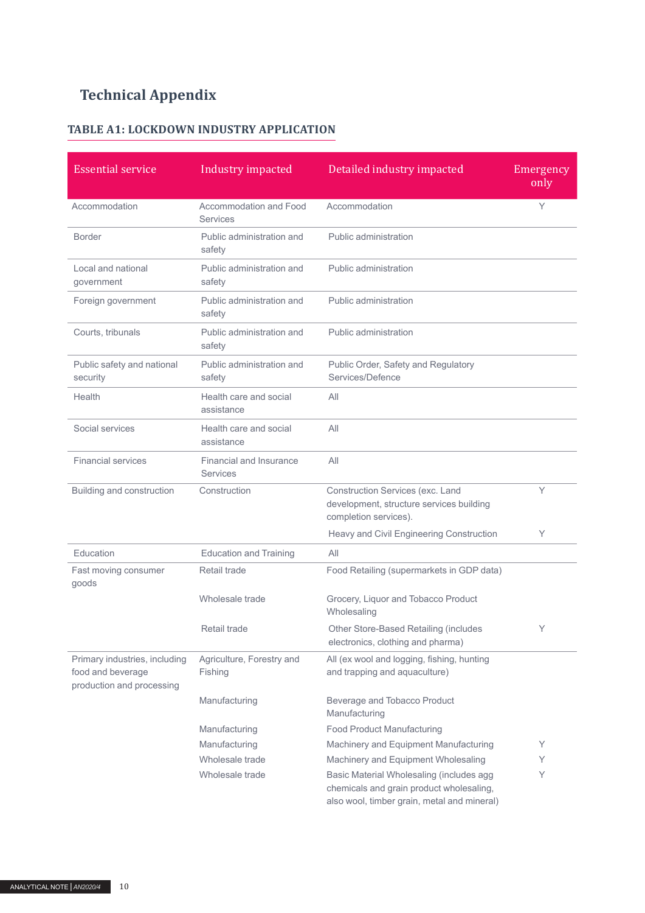# Technical Appendix

## TABLE A1: LOCKDOWN INDUSTRY APPLICATION

| Essential service | Industry impacted | Detailed industry impacted | Emergency only |
|---|---|---|---|
| Accommodation | Accommodation and Food Services | Accommodation | Y |
| Border | Public administration and safety | Public administration | |
| Local and national government | Public administration and safety | Public administration | |
| Foreign government | Public administration and safety | Public administration | |
| Courts, tribunals | Public administration and safety | Public administration | |
| Public safety and national security | Public administration and safety | Public Order, Safety and Regulatory Services/Defence | |
| Health | Health care and social assistance | All | |
| Social services | Health care and social assistance | All | |
| Financial services | Financial and Insurance Services | All | |
| Building and construction | Construction | Construction Services (exc. Land development, structure services building completion services). | Y |
| | | Heavy and Civil Engineering Construction | Y |
| Education | Education and Training | All | |
| Fast moving consumer goods | Retail trade | Food Retailing (supermarkets in GDP data) | |
| | Wholesale trade | Grocery, Liquor and Tobacco Product Wholesaling | |
| | Retail trade | Other Store-Based Retailing (includes electronics, clothing and pharma) | Y |
| Primary industries, including food and beverage production and processing | Agriculture, Forestry and Fishing | All (ex wool and logging, fishing, hunting and trapping and aquaculture) | |
| | Manufacturing | Beverage and Tobacco Product Manufacturing | |
| | Manufacturing | Food Product Manufacturing | |
| | Manufacturing | Machinery and Equipment Manufacturing | Y |
| | Wholesale trade | Machinery and Equipment Wholesaling | Y |
| | Wholesale trade | Basic Material Wholesaling (includes agg chemicals and grain product wholesaling, also wool, timber grain, metal and mineral) | Y |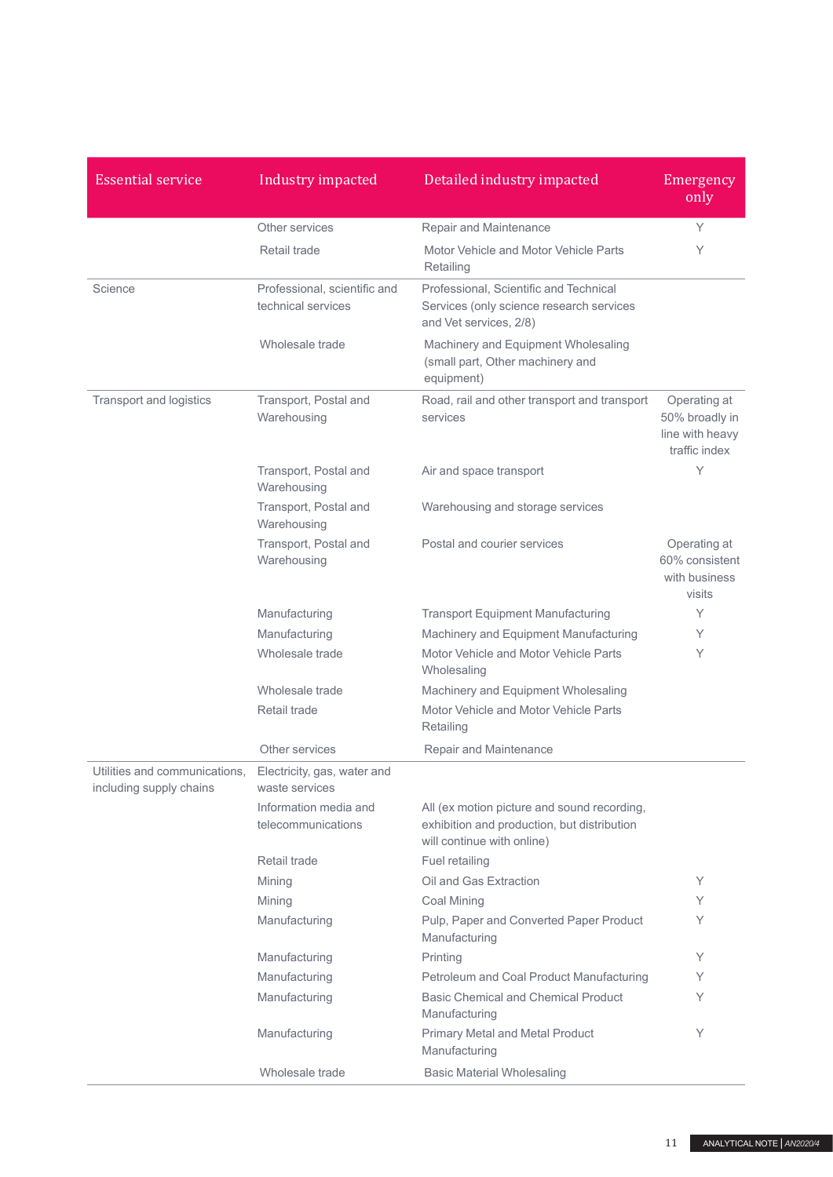| Essential service | Industry impacted | Detailed industry impacted | Emergency only |
|---|---|---|---|
| | Other services | Repair and Maintenance | Y |
| | Retail trade | Motor Vehicle and Motor Vehicle Parts Retailing | Y |
| Science | Professional, scientific and technical services | Professional, Scientific and Technical Services (only science research services and Vet services, 2/8) | |
| | Wholesale trade | Machinery and Equipment Wholesaling (small part, Other machinery and equipment) | |
| Transport and logistics | Transport, Postal and Warehousing | Road, rail and other transport and transport services | Operating at 50% broadly in line with heavy traffic index |
| | Transport, Postal and Warehousing | Air and space transport | Y |
| | Transport, Postal and Warehousing | Warehousing and storage services | |
| | Transport, Postal and Warehousing | Postal and courier services | Operating at 60% consistent with business visits |
| | Manufacturing | Transport Equipment Manufacturing | Y |
| | Manufacturing | Machinery and Equipment Manufacturing | Y |
| | Wholesale trade | Motor Vehicle and Motor Vehicle Parts Wholesaling | Y |
| | Wholesale trade | Machinery and Equipment Wholesaling | |
| | Retail trade | Motor Vehicle and Motor Vehicle Parts Retailing | |
| | Other services | Repair and Maintenance | |
| Utilities and communications, including supply chains | Electricity, gas, water and waste services | | |
| | Information media and telecommunications | All (ex motion picture and sound recording, exhibition and production, but distribution will continue with online) | |
| | Retail trade | Fuel retailing | |
| | Mining | Oil and Gas Extraction | Y |
| | Mining | Coal Mining | Y |
| | Manufacturing | Pulp, Paper and Converted Paper Product Manufacturing | Y |
| | Manufacturing | Printing | Y |
| | Manufacturing | Petroleum and Coal Product Manufacturing | Y |
| | Manufacturing | Basic Chemical and Chemical Product Manufacturing | Y |
| | Manufacturing | Primary Metal and Metal Product Manufacturing | Y |
| | Wholesale trade | Basic Material Wholesaling | |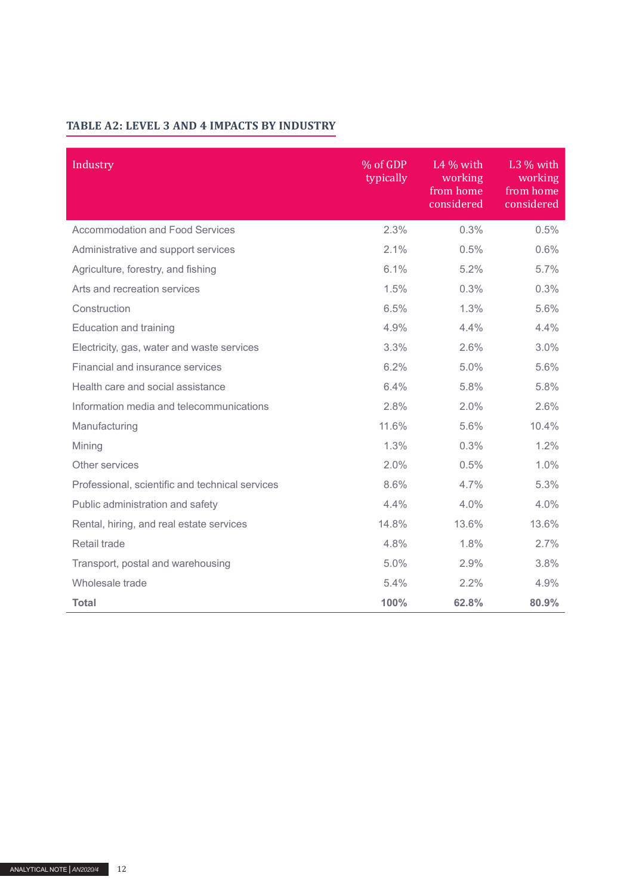### TABLE A2: LEVEL 3 AND 4 IMPACTS BY INDUSTRY

| Industry | % of GDP typically | L4 % with working from home considered | L3 % with working from home considered |
|---|---|---|---|
| Accommodation and Food Services | 2.3% | 0.3% | 0.5% |
| Administrative and support services | 2.1% | 0.5% | 0.6% |
| Agriculture, forestry, and fishing | 6.1% | 5.2% | 5.7% |
| Arts and recreation services | 1.5% | 0.3% | 0.3% |
| Construction | 6.5% | 1.3% | 5.6% |
| Education and training | 4.9% | 4.4% | 4.4% |
| Electricity, gas, water and waste services | 3.3% | 2.6% | 3.0% |
| Financial and insurance services | 6.2% | 5.0% | 5.6% |
| Health care and social assistance | 6.4% | 5.8% | 5.8% |
| Information media and telecommunications | 2.8% | 2.0% | 2.6% |
| Manufacturing | 11.6% | 5.6% | 10.4% |
| Mining | 1.3% | 0.3% | 1.2% |
| Other services | 2.0% | 0.5% | 1.0% |
| Professional, scientific and technical services | 8.6% | 4.7% | 5.3% |
| Public administration and safety | 4.4% | 4.0% | 4.0% |
| Rental, hiring, and real estate services | 14.8% | 13.6% | 13.6% |
| Retail trade | 4.8% | 1.8% | 2.7% |
| Transport, postal and warehousing | 5.0% | 2.9% | 3.8% |
| Wholesale trade | 5.4% | 2.2% | 4.9% |
| **Total** | **100%** | **62.8%** | **80.9%** |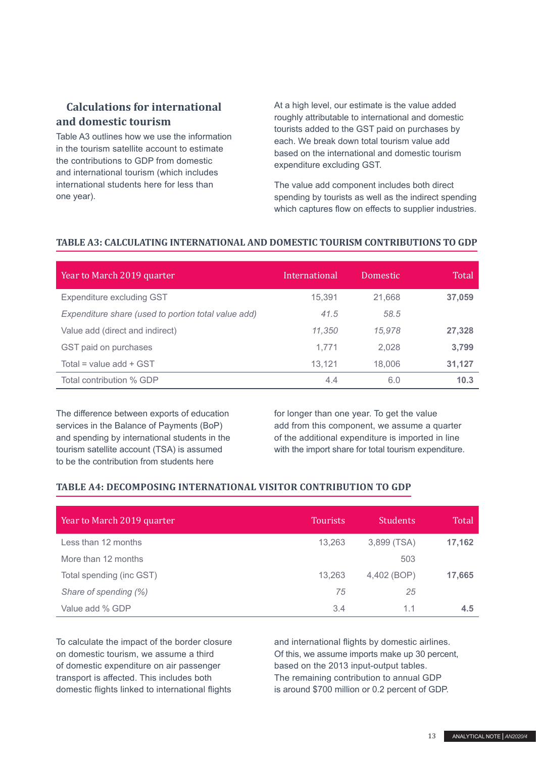### Calculations for international and domestic tourism

Table A3 outlines how we use the information in the tourism satellite account to estimate the contributions to GDP from domestic and international tourism (which includes international students here for less than one year).

At a high level, our estimate is the value added roughly attributable to international and domestic tourists added to the GST paid on purchases by each. We break down total tourism value add based on the international and domestic tourism expenditure excluding GST.

The value add component includes both direct spending by tourists as well as the indirect spending which captures flow on effects to supplier industries.

#### TABLE A3: CALCULATING INTERNATIONAL AND DOMESTIC TOURISM CONTRIBUTIONS TO GDP

| Year to March 2019 quarter | International | Domestic | Total |
|---|---|---|---|
| Expenditure excluding GST | 15,391 | 21,668 | **37,059** |
| *Expenditure share (used to portion total value add)* | *41.5* | *58.5* | |
| Value add (direct and indirect) | *11,350* | *15,978* | **27,328** |
| GST paid on purchases | 1,771 | 2,028 | **3,799** |
| Total = value add + GST | 13,121 | 18,006 | **31,127** |
| Total contribution % GDP | 4.4 | 6.0 | **10.3** |

The difference between exports of education services in the Balance of Payments (BoP) and spending by international students in the tourism satellite account (TSA) is assumed to be the contribution from students here for longer than one year. To get the value add from this component, we assume a quarter of the additional expenditure is imported in line with the import share for total tourism expenditure.

#### TABLE A4: DECOMPOSING INTERNATIONAL VISITOR CONTRIBUTION TO GDP

| Year to March 2019 quarter | Tourists | Students | Total |
|---|---|---|---|
| Less than 12 months | 13,263 | 3,899 (TSA) | **17,162** |
| More than 12 months | | 503 | |
| Total spending (inc GST) | 13,263 | 4,402 (BOP) | **17,665** |
| *Share of spending (%)* | *75* | *25* | |
| Value add % GDP | 3.4 | 1.1 | **4.5** |

To calculate the impact of the border closure on domestic tourism, we assume a third of domestic expenditure on air passenger transport is affected. This includes both domestic flights linked to international flights and international flights by domestic airlines. Of this, we assume imports make up 30 percent, based on the 2013 input-output tables. The remaining contribution to annual GDP is around $700 million or 0.2 percent of GDP.